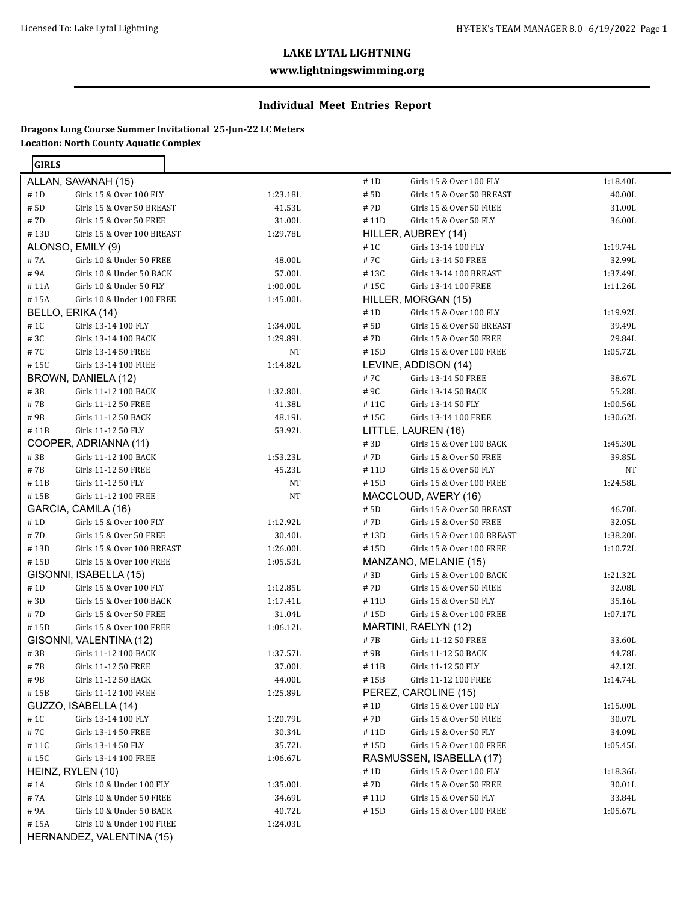# LAKE LYTAL LIGHTNING

**www.lightningswimming.org**

## Individual Meet Entries Report

**Dragons Long Course Summer Invitational 25-Jun-22 LC Meters**
**Location: North County Aquatic Complex**

**GIRLS**

**ALLAN, SAVANAH (15)**

| Event | Description | Time |
|---|---|---|
| # 1D | Girls 15 & Over 100 FLY | 1:23.18L |
| # 5D | Girls 15 & Over 50 BREAST | 41.53L |
| # 7D | Girls 15 & Over 50 FREE | 31.00L |
| # 13D | Girls 15 & Over 100 BREAST | 1:29.78L |

**ALONSO, EMILY (9)**

| Event | Description | Time |
|---|---|---|
| # 7A | Girls 10 & Under 50 FREE | 48.00L |
| # 9A | Girls 10 & Under 50 BACK | 57.00L |
| # 11A | Girls 10 & Under 50 FLY | 1:00.00L |
| # 15A | Girls 10 & Under 100 FREE | 1:45.00L |

**BELLO, ERIKA (14)**

| Event | Description | Time |
|---|---|---|
| # 1C | Girls 13-14 100 FLY | 1:34.00L |
| # 3C | Girls 13-14 100 BACK | 1:29.89L |
| # 7C | Girls 13-14 50 FREE | NT |
| # 15C | Girls 13-14 100 FREE | 1:14.82L |

**BROWN, DANIELA (12)**

| Event | Description | Time |
|---|---|---|
| # 3B | Girls 11-12 100 BACK | 1:32.80L |
| # 7B | Girls 11-12 50 FREE | 41.38L |
| # 9B | Girls 11-12 50 BACK | 48.19L |
| # 11B | Girls 11-12 50 FLY | 53.92L |

**COOPER, ADRIANNA (11)**

| Event | Description | Time |
|---|---|---|
| # 3B | Girls 11-12 100 BACK | 1:53.23L |
| # 7B | Girls 11-12 50 FREE | 45.23L |
| # 11B | Girls 11-12 50 FLY | NT |
| # 15B | Girls 11-12 100 FREE | NT |

**GARCIA, CAMILA (16)**

| Event | Description | Time |
|---|---|---|
| # 1D | Girls 15 & Over 100 FLY | 1:12.92L |
| # 7D | Girls 15 & Over 50 FREE | 30.40L |
| # 13D | Girls 15 & Over 100 BREAST | 1:26.00L |
| # 15D | Girls 15 & Over 100 FREE | 1:05.53L |

**GISONNI, ISABELLA (15)**

| Event | Description | Time |
|---|---|---|
| # 1D | Girls 15 & Over 100 FLY | 1:12.85L |
| # 3D | Girls 15 & Over 100 BACK | 1:17.41L |
| # 7D | Girls 15 & Over 50 FREE | 31.04L |
| # 15D | Girls 15 & Over 100 FREE | 1:06.12L |

**GISONNI, VALENTINA (12)**

| Event | Description | Time |
|---|---|---|
| # 3B | Girls 11-12 100 BACK | 1:37.57L |
| # 7B | Girls 11-12 50 FREE | 37.00L |
| # 9B | Girls 11-12 50 BACK | 44.00L |
| # 15B | Girls 11-12 100 FREE | 1:25.89L |

**GUZZO, ISABELLA (14)**

| Event | Description | Time |
|---|---|---|
| # 1C | Girls 13-14 100 FLY | 1:20.79L |
| # 7C | Girls 13-14 50 FREE | 30.34L |
| # 11C | Girls 13-14 50 FLY | 35.72L |
| # 15C | Girls 13-14 100 FREE | 1:06.67L |

**HEINZ, RYLEN (10)**

| Event | Description | Time |
|---|---|---|
| # 1A | Girls 10 & Under 100 FLY | 1:35.00L |
| # 7A | Girls 10 & Under 50 FREE | 34.69L |
| # 9A | Girls 10 & Under 50 BACK | 40.72L |
| # 15A | Girls 10 & Under 100 FREE | 1:24.03L |

**HERNANDEZ, VALENTINA (15)**

| Event | Description | Time |
|---|---|---|
| # 1D | Girls 15 & Over 100 FLY | 1:18.40L |
| # 5D | Girls 15 & Over 50 BREAST | 40.00L |
| # 7D | Girls 15 & Over 50 FREE | 31.00L |
| # 11D | Girls 15 & Over 50 FLY | 36.00L |

**HILLER, AUBREY (14)**

| Event | Description | Time |
|---|---|---|
| # 1C | Girls 13-14 100 FLY | 1:19.74L |
| # 7C | Girls 13-14 50 FREE | 32.99L |
| # 13C | Girls 13-14 100 BREAST | 1:37.49L |
| # 15C | Girls 13-14 100 FREE | 1:11.26L |

**HILLER, MORGAN (15)**

| Event | Description | Time |
|---|---|---|
| # 1D | Girls 15 & Over 100 FLY | 1:19.92L |
| # 5D | Girls 15 & Over 50 BREAST | 39.49L |
| # 7D | Girls 15 & Over 50 FREE | 29.84L |
| # 15D | Girls 15 & Over 100 FREE | 1:05.72L |

**LEVINE, ADDISON (14)**

| Event | Description | Time |
|---|---|---|
| # 7C | Girls 13-14 50 FREE | 38.67L |
| # 9C | Girls 13-14 50 BACK | 55.28L |
| # 11C | Girls 13-14 50 FLY | 1:00.56L |
| # 15C | Girls 13-14 100 FREE | 1:30.62L |

**LITTLE, LAUREN (16)**

| Event | Description | Time |
|---|---|---|
| # 3D | Girls 15 & Over 100 BACK | 1:45.30L |
| # 7D | Girls 15 & Over 50 FREE | 39.85L |
| # 11D | Girls 15 & Over 50 FLY | NT |
| # 15D | Girls 15 & Over 100 FREE | 1:24.58L |

**MACCLOUD, AVERY (16)**

| Event | Description | Time |
|---|---|---|
| # 5D | Girls 15 & Over 50 BREAST | 46.70L |
| # 7D | Girls 15 & Over 50 FREE | 32.05L |
| # 13D | Girls 15 & Over 100 BREAST | 1:38.20L |
| # 15D | Girls 15 & Over 100 FREE | 1:10.72L |

**MANZANO, MELANIE (15)**

| Event | Description | Time |
|---|---|---|
| # 3D | Girls 15 & Over 100 BACK | 1:21.32L |
| # 7D | Girls 15 & Over 50 FREE | 32.08L |
| # 11D | Girls 15 & Over 50 FLY | 35.16L |
| # 15D | Girls 15 & Over 100 FREE | 1:07.17L |

**MARTINI, RAELYN (12)**

| Event | Description | Time |
|---|---|---|
| # 7B | Girls 11-12 50 FREE | 33.60L |
| # 9B | Girls 11-12 50 BACK | 44.78L |
| # 11B | Girls 11-12 50 FLY | 42.12L |
| # 15B | Girls 11-12 100 FREE | 1:14.74L |

**PEREZ, CAROLINE (15)**

| Event | Description | Time |
|---|---|---|
| # 1D | Girls 15 & Over 100 FLY | 1:15.00L |
| # 7D | Girls 15 & Over 50 FREE | 30.07L |
| # 11D | Girls 15 & Over 50 FLY | 34.09L |
| # 15D | Girls 15 & Over 100 FREE | 1:05.45L |

**RASMUSSEN, ISABELLA (17)**

| Event | Description | Time |
|---|---|---|
| # 1D | Girls 15 & Over 100 FLY | 1:18.36L |
| # 7D | Girls 15 & Over 50 FREE | 30.01L |
| # 11D | Girls 15 & Over 50 FLY | 33.84L |
| # 15D | Girls 15 & Over 100 FREE | 1:05.67L |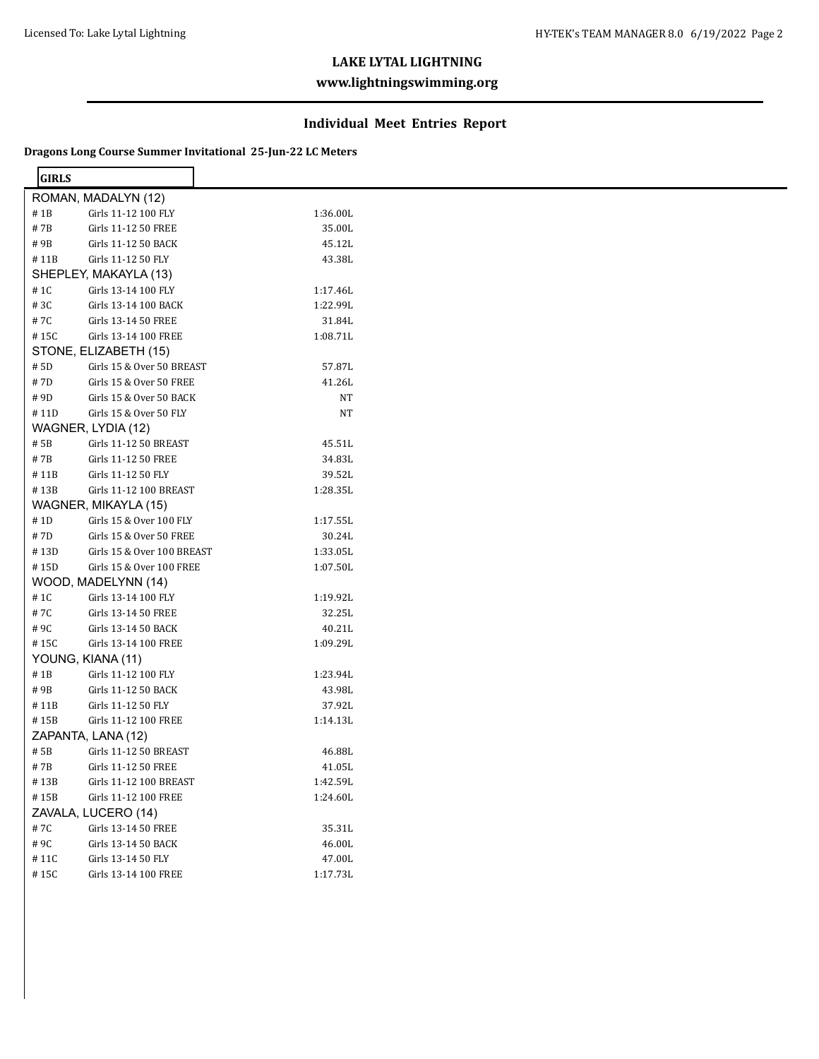## LAKE LYTAL LIGHTNING

### www.lightningswimming.org

### Individual Meet Entries Report

**Dragons Long Course Summer Invitational 25-Jun-22 LC Meters**

**GIRLS**

| Event # | Event | Seed Time |
|---|---|---|
| **ROMAN, MADALYN (12)** | | |
| # 1B | Girls 11-12 100 FLY | 1:36.00L |
| # 7B | Girls 11-12 50 FREE | 35.00L |
| # 9B | Girls 11-12 50 BACK | 45.12L |
| # 11B | Girls 11-12 50 FLY | 43.38L |
| **SHEPLEY, MAKAYLA (13)** | | |
| # 1C | Girls 13-14 100 FLY | 1:17.46L |
| # 3C | Girls 13-14 100 BACK | 1:22.99L |
| # 7C | Girls 13-14 50 FREE | 31.84L |
| # 15C | Girls 13-14 100 FREE | 1:08.71L |
| **STONE, ELIZABETH (15)** | | |
| # 5D | Girls 15 & Over 50 BREAST | 57.87L |
| # 7D | Girls 15 & Over 50 FREE | 41.26L |
| # 9D | Girls 15 & Over 50 BACK | NT |
| # 11D | Girls 15 & Over 50 FLY | NT |
| **WAGNER, LYDIA (12)** | | |
| # 5B | Girls 11-12 50 BREAST | 45.51L |
| # 7B | Girls 11-12 50 FREE | 34.83L |
| # 11B | Girls 11-12 50 FLY | 39.52L |
| # 13B | Girls 11-12 100 BREAST | 1:28.35L |
| **WAGNER, MIKAYLA (15)** | | |
| # 1D | Girls 15 & Over 100 FLY | 1:17.55L |
| # 7D | Girls 15 & Over 50 FREE | 30.24L |
| # 13D | Girls 15 & Over 100 BREAST | 1:33.05L |
| # 15D | Girls 15 & Over 100 FREE | 1:07.50L |
| **WOOD, MADELYNN (14)** | | |
| # 1C | Girls 13-14 100 FLY | 1:19.92L |
| # 7C | Girls 13-14 50 FREE | 32.25L |
| # 9C | Girls 13-14 50 BACK | 40.21L |
| # 15C | Girls 13-14 100 FREE | 1:09.29L |
| **YOUNG, KIANA (11)** | | |
| # 1B | Girls 11-12 100 FLY | 1:23.94L |
| # 9B | Girls 11-12 50 BACK | 43.98L |
| # 11B | Girls 11-12 50 FLY | 37.92L |
| # 15B | Girls 11-12 100 FREE | 1:14.13L |
| **ZAPANTA, LANA (12)** | | |
| # 5B | Girls 11-12 50 BREAST | 46.88L |
| # 7B | Girls 11-12 50 FREE | 41.05L |
| # 13B | Girls 11-12 100 BREAST | 1:42.59L |
| # 15B | Girls 11-12 100 FREE | 1:24.60L |
| **ZAVALA, LUCERO (14)** | | |
| # 7C | Girls 13-14 50 FREE | 35.31L |
| # 9C | Girls 13-14 50 BACK | 46.00L |
| # 11C | Girls 13-14 50 FLY | 47.00L |
| # 15C | Girls 13-14 100 FREE | 1:17.73L |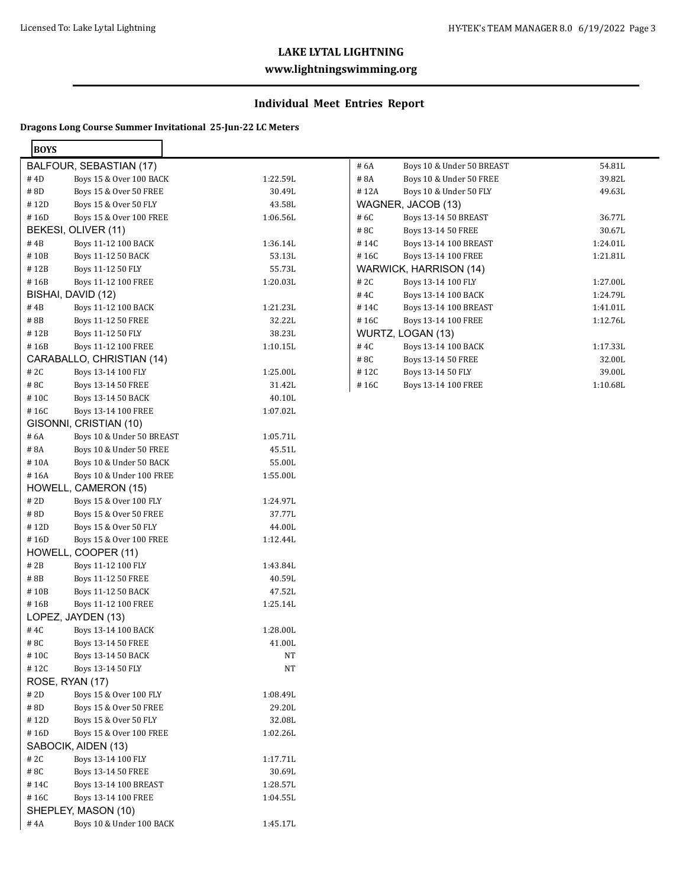## LAKE LYTAL LIGHTNING

**www.lightningswimming.org**

### Individual Meet Entries Report

**Dragons Long Course Summer Invitational 25-Jun-22 LC Meters**

**BOYS**

BALFOUR, SEBASTIAN (17)

| | | |
|---|---|---|
| # 4D | Boys 15 & Over 100 BACK | 1:22.59L |
| # 8D | Boys 15 & Over 50 FREE | 30.49L |
| # 12D | Boys 15 & Over 50 FLY | 43.58L |
| # 16D | Boys 15 & Over 100 FREE | 1:06.56L |

BEKESI, OLIVER (11)

| | | |
|---|---|---|
| # 4B | Boys 11-12 100 BACK | 1:36.14L |
| # 10B | Boys 11-12 50 BACK | 53.13L |
| # 12B | Boys 11-12 50 FLY | 55.73L |
| # 16B | Boys 11-12 100 FREE | 1:20.03L |

BISHAI, DAVID (12)

| | | |
|---|---|---|
| # 4B | Boys 11-12 100 BACK | 1:21.23L |
| # 8B | Boys 11-12 50 FREE | 32.22L |
| # 12B | Boys 11-12 50 FLY | 38.23L |
| # 16B | Boys 11-12 100 FREE | 1:10.15L |

CARABALLO, CHRISTIAN (14)

| | | |
|---|---|---|
| # 2C | Boys 13-14 100 FLY | 1:25.00L |
| # 8C | Boys 13-14 50 FREE | 31.42L |
| # 10C | Boys 13-14 50 BACK | 40.10L |
| # 16C | Boys 13-14 100 FREE | 1:07.02L |

GISONNI, CRISTIAN (10)

| | | |
|---|---|---|
| # 6A | Boys 10 & Under 50 BREAST | 1:05.71L |
| # 8A | Boys 10 & Under 50 FREE | 45.51L |
| # 10A | Boys 10 & Under 50 BACK | 55.00L |
| # 16A | Boys 10 & Under 100 FREE | 1:55.00L |

HOWELL, CAMERON (15)

| | | |
|---|---|---|
| # 2D | Boys 15 & Over 100 FLY | 1:24.97L |
| # 8D | Boys 15 & Over 50 FREE | 37.77L |
| # 12D | Boys 15 & Over 50 FLY | 44.00L |
| # 16D | Boys 15 & Over 100 FREE | 1:12.44L |

HOWELL, COOPER (11)

| | | |
|---|---|---|
| # 2B | Boys 11-12 100 FLY | 1:43.84L |
| # 8B | Boys 11-12 50 FREE | 40.59L |
| # 10B | Boys 11-12 50 BACK | 47.52L |
| # 16B | Boys 11-12 100 FREE | 1:25.14L |

LOPEZ, JAYDEN (13)

| | | |
|---|---|---|
| # 4C | Boys 13-14 100 BACK | 1:28.00L |
| # 8C | Boys 13-14 50 FREE | 41.00L |
| # 10C | Boys 13-14 50 BACK | NT |
| # 12C | Boys 13-14 50 FLY | NT |

ROSE, RYAN (17)

| | | |
|---|---|---|
| # 2D | Boys 15 & Over 100 FLY | 1:08.49L |
| # 8D | Boys 15 & Over 50 FREE | 29.20L |
| # 12D | Boys 15 & Over 50 FLY | 32.08L |
| # 16D | Boys 15 & Over 100 FREE | 1:02.26L |

SABOCIK, AIDEN (13)

| | | |
|---|---|---|
| # 2C | Boys 13-14 100 FLY | 1:17.71L |
| # 8C | Boys 13-14 50 FREE | 30.69L |
| # 14C | Boys 13-14 100 BREAST | 1:28.57L |
| # 16C | Boys 13-14 100 FREE | 1:04.55L |

SHEPLEY, MASON (10)

| | | |
|---|---|---|
| # 4A | Boys 10 & Under 100 BACK | 1:45.17L |
| # 6A | Boys 10 & Under 50 BREAST | 54.81L |
| # 8A | Boys 10 & Under 50 FREE | 39.82L |
| # 12A | Boys 10 & Under 50 FLY | 49.63L |

WAGNER, JACOB (13)

| | | |
|---|---|---|
| # 6C | Boys 13-14 50 BREAST | 36.77L |
| # 8C | Boys 13-14 50 FREE | 30.67L |
| # 14C | Boys 13-14 100 BREAST | 1:24.01L |
| # 16C | Boys 13-14 100 FREE | 1:21.81L |

WARWICK, HARRISON (14)

| | | |
|---|---|---|
| # 2C | Boys 13-14 100 FLY | 1:27.00L |
| # 4C | Boys 13-14 100 BACK | 1:24.79L |
| # 14C | Boys 13-14 100 BREAST | 1:41.01L |
| # 16C | Boys 13-14 100 FREE | 1:12.76L |

WURTZ, LOGAN (13)

| | | |
|---|---|---|
| # 4C | Boys 13-14 100 BACK | 1:17.33L |
| # 8C | Boys 13-14 50 FREE | 32.00L |
| # 12C | Boys 13-14 50 FLY | 39.00L |
| # 16C | Boys 13-14 100 FREE | 1:10.68L |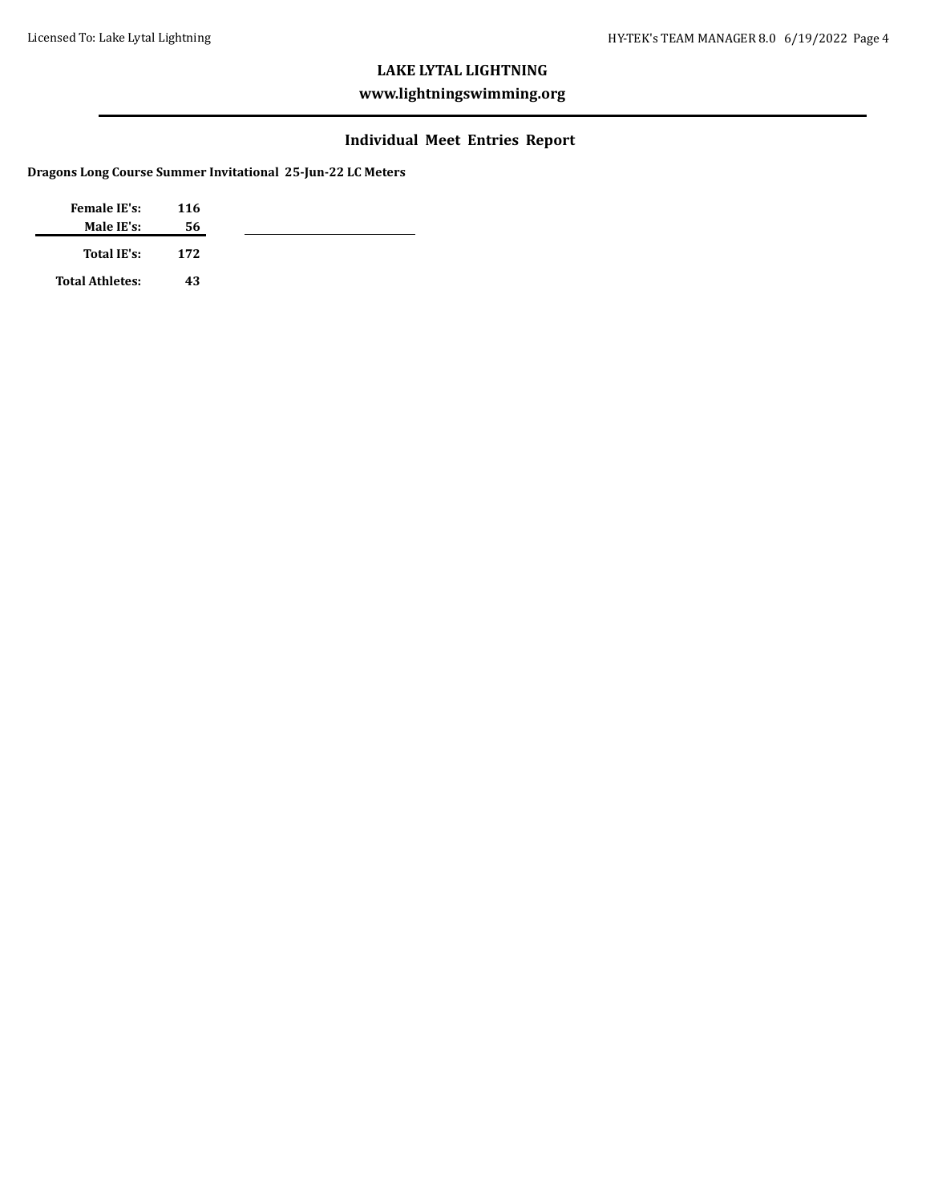**LAKE LYTAL LIGHTNING**

**www.lightningswimming.org**

## Individual Meet Entries Report

**Dragons Long Course Summer Invitational 25-Jun-22 LC Meters**

| | |
|---|---|
| **Female IE's:** | **116** |
| **Male IE's:** | **56** |
| **Total IE's:** | **172** |
| **Total Athletes:** | **43** |